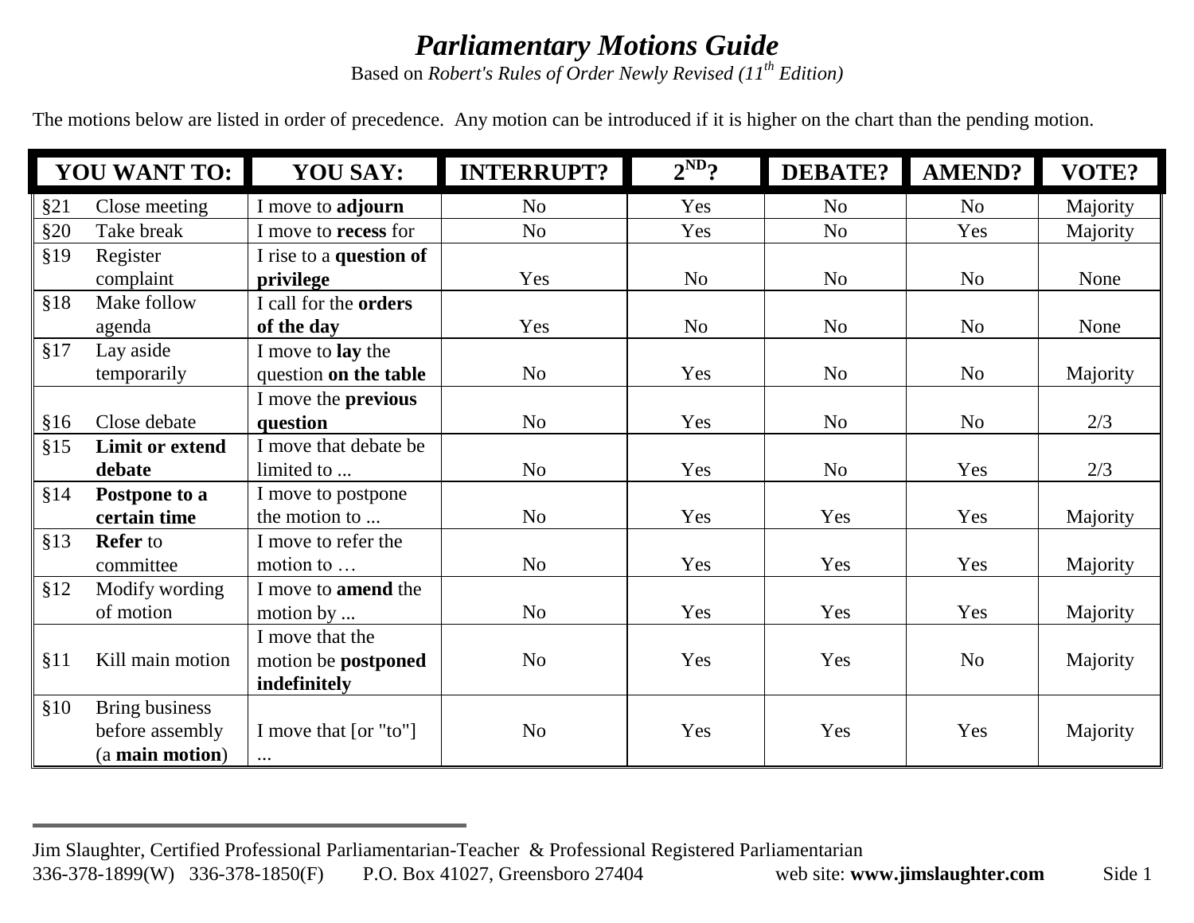# *Parliamentary Motions Guide*

Based on *Robert's Rules of Order Newly Revised (11th Edition)*

The motions below are listed in order of precedence. Any motion can be introduced if it is higher on the chart than the pending motion.

| YOU WANT TO: | YOU SAY: | INTERRUPT? | 2ND? | DEBATE? | AMEND? | VOTE? |
|---|---|---|---|---|---|---|
| §21 Close meeting | I move to **adjourn** | No | Yes | No | No | Majority |
| §20 Take break | I move to **recess** for | No | Yes | No | Yes | Majority |
| §19 Register complaint | I rise to a **question of privilege** | Yes | No | No | No | None |
| §18 Make follow agenda | I call for the **orders of the day** | Yes | No | No | No | None |
| §17 Lay aside temporarily | I move to **lay** the question **on the table** | No | Yes | No | No | Majority |
| §16 Close debate | I move the **previous question** | No | Yes | No | No | 2/3 |
| §15 **Limit or extend debate** | I move that debate be limited to ... | No | Yes | No | Yes | 2/3 |
| §14 **Postpone to a certain time** | I move to postpone the motion to ... | No | Yes | Yes | Yes | Majority |
| §13 **Refer** to committee | I move to refer the motion to … | No | Yes | Yes | Yes | Majority |
| §12 Modify wording of motion | I move to **amend** the motion by ... | No | Yes | Yes | Yes | Majority |
| §11 Kill main motion | I move that the motion be **postponed indefinitely** | No | Yes | Yes | No | Majority |
| §10 Bring business before assembly (a **main motion**) | I move that [or "to"] ... | No | Yes | Yes | Yes | Majority |

Jim Slaughter, Certified Professional Parliamentarian-Teacher & Professional Registered Parliamentarian
336-378-1899(W) 336-378-1850(F) P.O. Box 41027, Greensboro 27404 web site: **www.jimslaughter.com** Side 1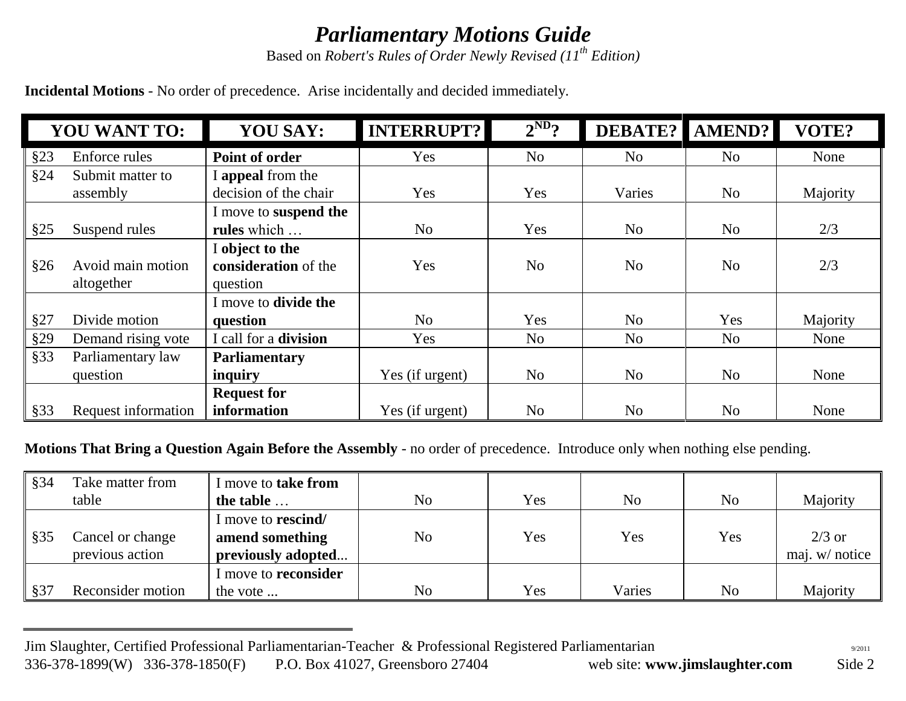# *Parliamentary Motions Guide*

Based on *Robert's Rules of Order Newly Revised (11th Edition)*

**Incidental Motions** - No order of precedence. Arise incidentally and decided immediately.

| YOU WANT TO: | | YOU SAY: | INTERRUPT? | 2ND? | DEBATE? | AMEND? | VOTE? |
|---|---|---|---|---|---|---|---|
| §23 | Enforce rules | **Point of order** | Yes | No | No | No | None |
| §24 | Submit matter to assembly | I **appeal** from the decision of the chair | Yes | Yes | Varies | No | Majority |
| §25 | Suspend rules | I move to **suspend the rules** which … | No | Yes | No | No | 2/3 |
| §26 | Avoid main motion altogether | I **object to the consideration** of the question | Yes | No | No | No | 2/3 |
| §27 | Divide motion | I move to **divide the question** | No | Yes | No | Yes | Majority |
| §29 | Demand rising vote | I call for a **division** | Yes | No | No | No | None |
| §33 | Parliamentary law question | **Parliamentary inquiry** | Yes (if urgent) | No | No | No | None |
| §33 | Request information | **Request for information** | Yes (if urgent) | No | No | No | None |

**Motions That Bring a Question Again Before the Assembly** - no order of precedence. Introduce only when nothing else pending.

| | | | | | | | |
|---|---|---|---|---|---|---|---|
| §34 | Take matter from table | I move to **take from the table** … | No | Yes | No | No | Majority |
| §35 | Cancel or change previous action | I move to **rescind/ amend something previously adopted**... | No | Yes | Yes | Yes | 2/3 or maj. w/ notice |
| §37 | Reconsider motion | I move to **reconsider** the vote ... | No | Yes | Varies | No | Majority |

Jim Slaughter, Certified Professional Parliamentarian-Teacher & Professional Registered Parliamentarian 9/2011

336-378-1899(W) 336-378-1850(F) P.O. Box 41027, Greensboro 27404 web site: **www.jimslaughter.com** Side 2